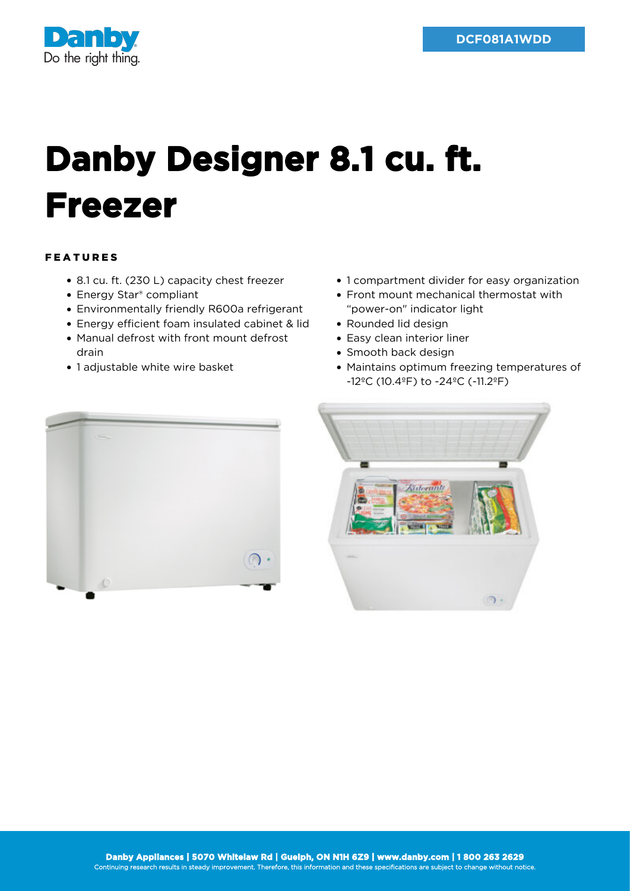Danby
Do the right thing.

DCF081A1WDD

# Danby Designer 8.1 cu. ft. Freezer

## FEATURES

- 8.1 cu. ft. (230 L) capacity chest freezer
- Energy Star® compliant
- Environmentally friendly R600a refrigerant
- Energy efficient foam insulated cabinet & lid
- Manual defrost with front mount defrost drain
- 1 adjustable white wire basket
- 1 compartment divider for easy organization
- Front mount mechanical thermostat with "power-on" indicator light
- Rounded lid design
- Easy clean interior liner
- Smooth back design
- Maintains optimum freezing temperatures of -12ºC (10.4ºF) to -24ºC (-11.2ºF)

**Danby Appliances | 5070 Whitelaw Rd | Guelph, ON N1H 6Z9 | www.danby.com | 1 800 263 2629**
Continuing research results in steady improvement. Therefore, this information and these specifications are subject to change without notice.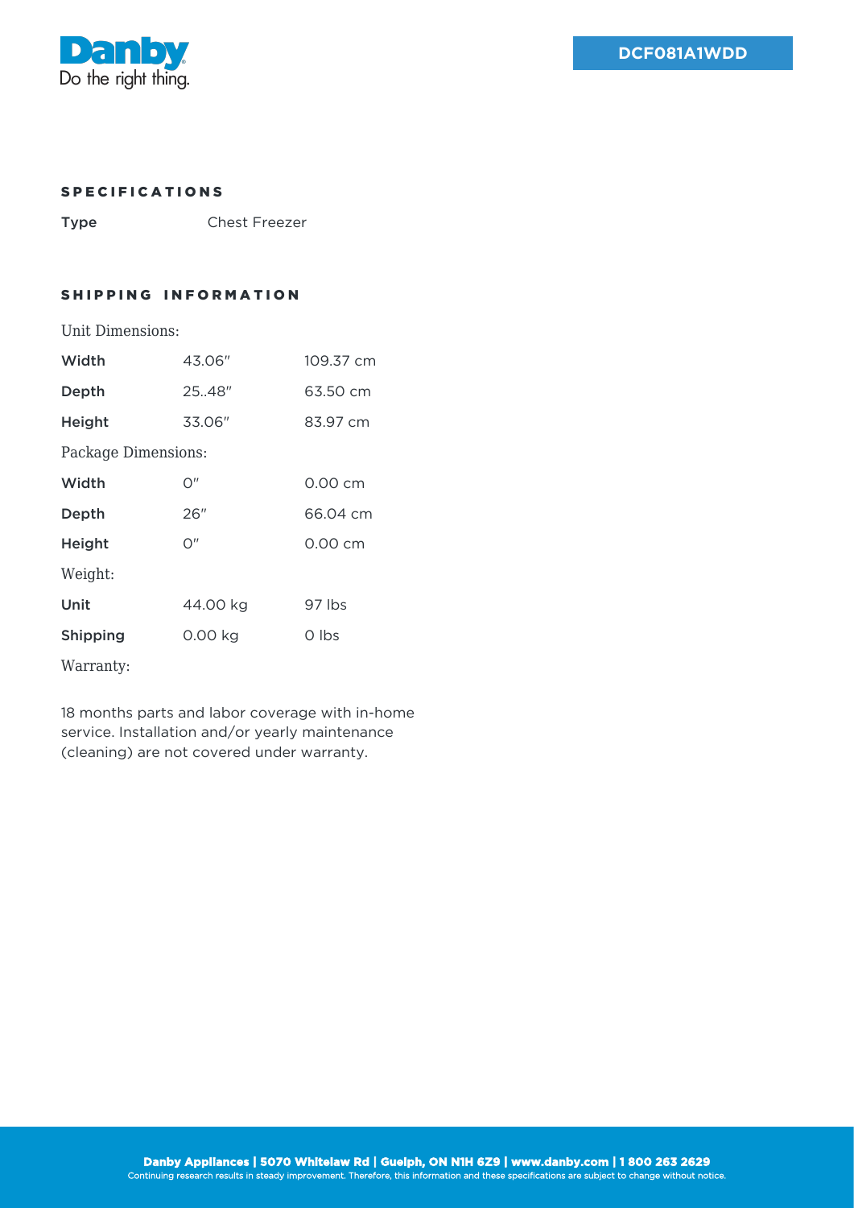DCF081A1WDD

## SPECIFICATIONS

| | |
|---|---|
| **Type** | Chest Freezer |

## SHIPPING INFORMATION

Unit Dimensions:

| | | |
|---|---|---|
| **Width** | 43.06″ | 109.37 cm |
| **Depth** | 25..48″ | 63.50 cm |
| **Height** | 33.06″ | 83.97 cm |

Package Dimensions:

| | | |
|---|---|---|
| **Width** | 0″ | 0.00 cm |
| **Depth** | 26″ | 66.04 cm |
| **Height** | 0″ | 0.00 cm |

Weight:

| | | |
|---|---|---|
| **Unit** | 44.00 kg | 97 lbs |
| **Shipping** | 0.00 kg | 0 lbs |

Warranty:

18 months parts and labor coverage with in-home service. Installation and/or yearly maintenance (cleaning) are not covered under warranty.

**Danby Appliances | 5070 Whitelaw Rd | Guelph, ON N1H 6Z9 | www.danby.com | 1 800 263 2629**
Continuing research results in steady improvement. Therefore, this information and these specifications are subject to change without notice.